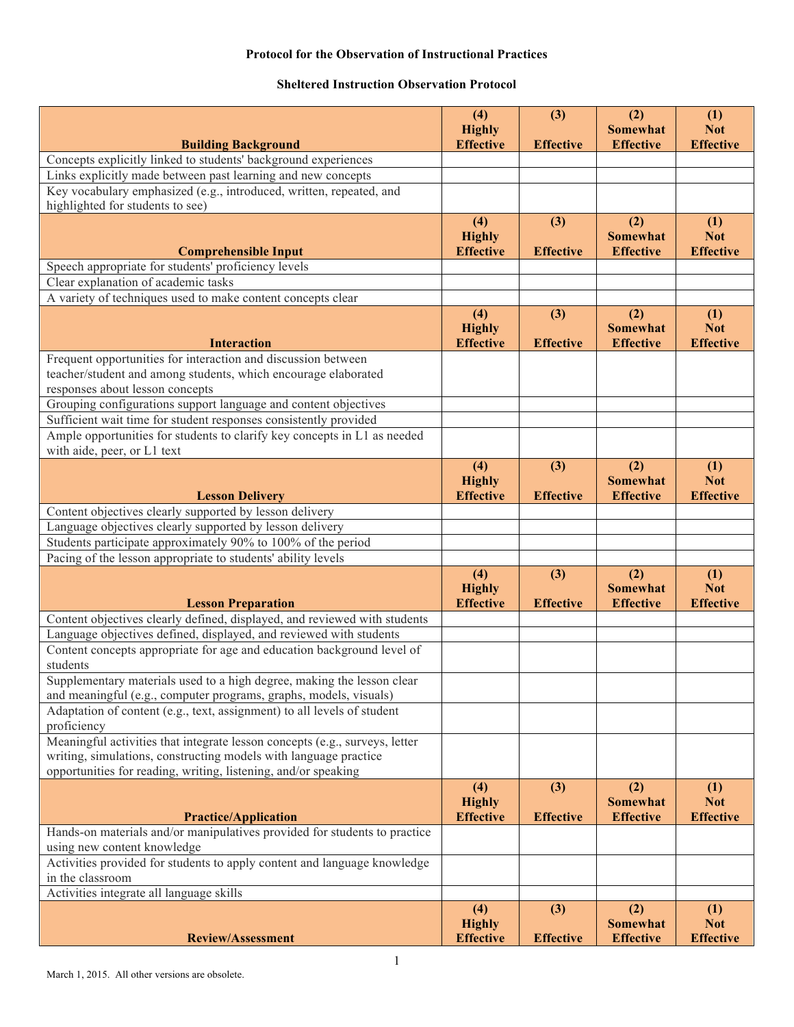**Protocol for the Observation of Instructional Practices**

**Sheltered Instruction Observation Protocol**

| **Building Background** | **(4) Highly Effective** | **(3) Effective** | **(2) Somewhat Effective** | **(1) Not Effective** |
|---|---|---|---|---|
| Concepts explicitly linked to students' background experiences | | | | |
| Links explicitly made between past learning and new concepts | | | | |
| Key vocabulary emphasized (e.g., introduced, written, repeated, and highlighted for students to see) | | | | |
| **Comprehensible Input** | **(4) Highly Effective** | **(3) Effective** | **(2) Somewhat Effective** | **(1) Not Effective** |
| Speech appropriate for students' proficiency levels | | | | |
| Clear explanation of academic tasks | | | | |
| A variety of techniques used to make content concepts clear | | | | |
| **Interaction** | **(4) Highly Effective** | **(3) Effective** | **(2) Somewhat Effective** | **(1) Not Effective** |
| Frequent opportunities for interaction and discussion between teacher/student and among students, which encourage elaborated responses about lesson concepts | | | | |
| Grouping configurations support language and content objectives | | | | |
| Sufficient wait time for student responses consistently provided | | | | |
| Ample opportunities for students to clarify key concepts in L1 as needed with aide, peer, or L1 text | | | | |
| **Lesson Delivery** | **(4) Highly Effective** | **(3) Effective** | **(2) Somewhat Effective** | **(1) Not Effective** |
| Content objectives clearly supported by lesson delivery | | | | |
| Language objectives clearly supported by lesson delivery | | | | |
| Students participate approximately 90% to 100% of the period | | | | |
| Pacing of the lesson appropriate to students' ability levels | | | | |
| **Lesson Preparation** | **(4) Highly Effective** | **(3) Effective** | **(2) Somewhat Effective** | **(1) Not Effective** |
| Content objectives clearly defined, displayed, and reviewed with students | | | | |
| Language objectives defined, displayed, and reviewed with students | | | | |
| Content concepts appropriate for age and education background level of students | | | | |
| Supplementary materials used to a high degree, making the lesson clear and meaningful (e.g., computer programs, graphs, models, visuals) | | | | |
| Adaptation of content (e.g., text, assignment) to all levels of student proficiency | | | | |
| Meaningful activities that integrate lesson concepts (e.g., surveys, letter writing, simulations, constructing models with language practice opportunities for reading, writing, listening, and/or speaking | | | | |
| **Practice/Application** | **(4) Highly Effective** | **(3) Effective** | **(2) Somewhat Effective** | **(1) Not Effective** |
| Hands-on materials and/or manipulatives provided for students to practice using new content knowledge | | | | |
| Activities provided for students to apply content and language knowledge in the classroom | | | | |
| Activities integrate all language skills | | | | |
| **Review/Assessment** | **(4) Highly Effective** | **(3) Effective** | **(2) Somewhat Effective** | **(1) Not Effective** |

March 1, 2015. All other versions are obsolete.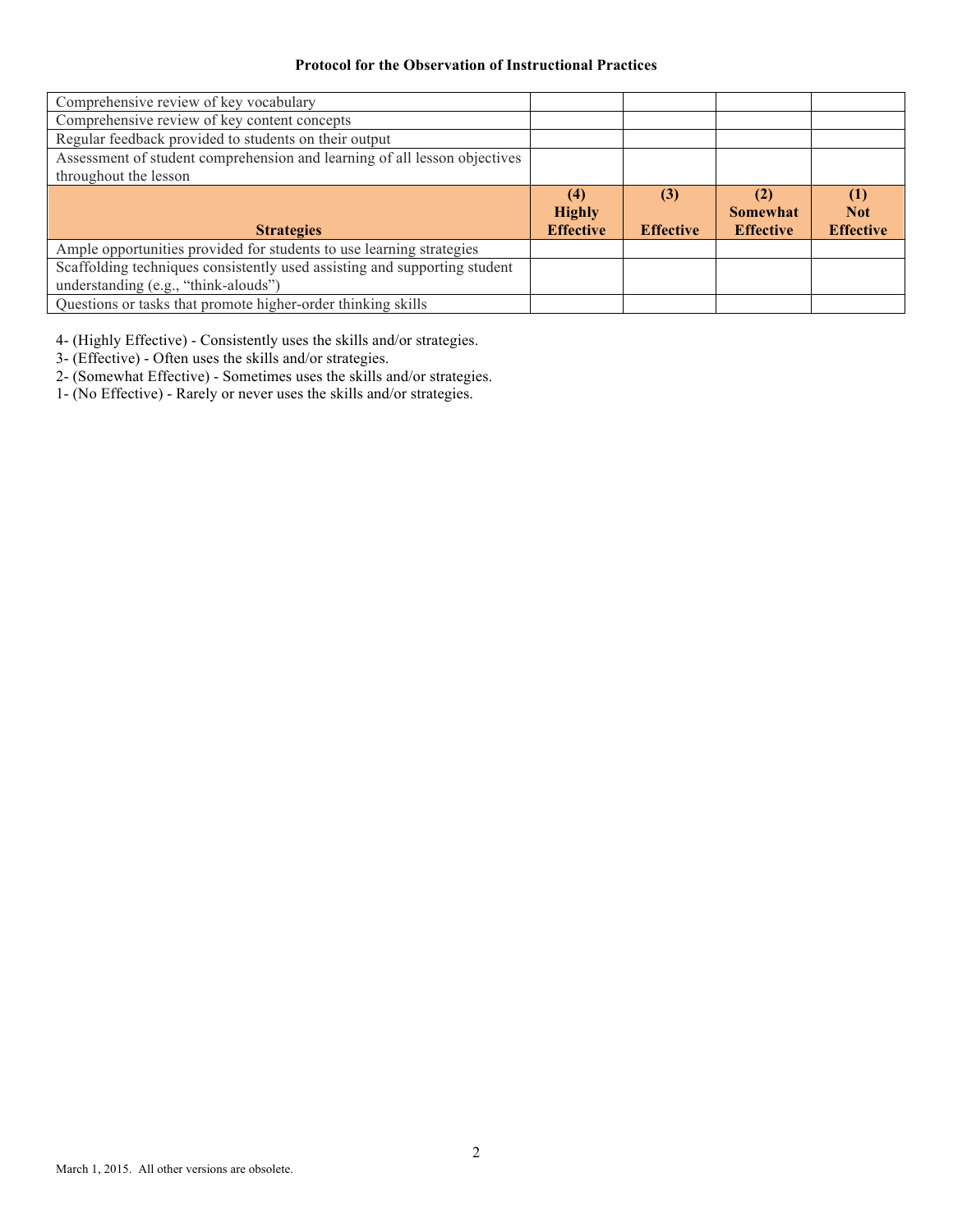**Protocol for the Observation of Instructional Practices**

| | | | | |
|---|---|---|---|---|
| Comprehensive review of key vocabulary | | | | |
| Comprehensive review of key content concepts | | | | |
| Regular feedback provided to students on their output | | | | |
| Assessment of student comprehension and learning of all lesson objectives throughout the lesson | | | | |
| **Strategies** | **(4) Highly Effective** | **(3) Effective** | **(2) Somewhat Effective** | **(1) Not Effective** |
| Ample opportunities provided for students to use learning strategies | | | | |
| Scaffolding techniques consistently used assisting and supporting student understanding (e.g., "think-alouds") | | | | |
| Questions or tasks that promote higher-order thinking skills | | | | |

4- (Highly Effective) - Consistently uses the skills and/or strategies.
3- (Effective) - Often uses the skills and/or strategies.
2- (Somewhat Effective) - Sometimes uses the skills and/or strategies.
1- (No Effective) - Rarely or never uses the skills and/or strategies.

March 1, 2015. All other versions are obsolete.